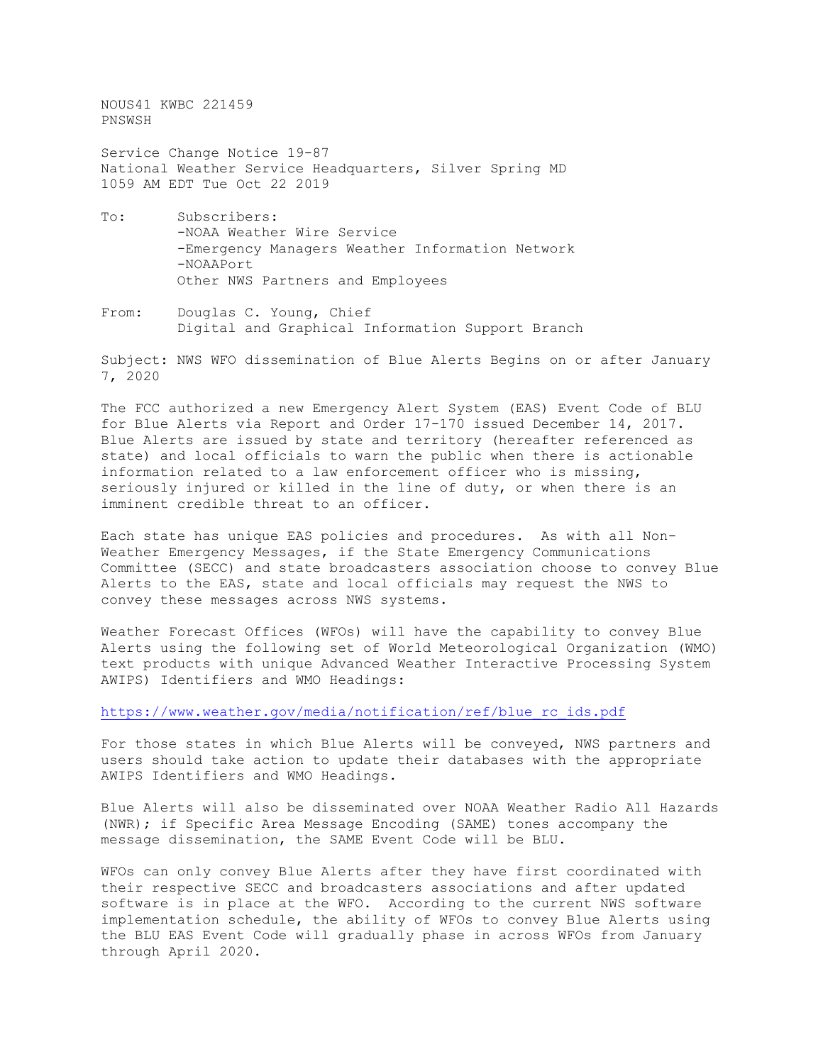NOUS41 KWBC 221459
PNSWSH

Service Change Notice 19-87
National Weather Service Headquarters, Silver Spring MD
1059 AM EDT Tue Oct 22 2019

To: Subscribers:
-NOAA Weather Wire Service
-Emergency Managers Weather Information Network
-NOAAPort
Other NWS Partners and Employees

From: Douglas C. Young, Chief
Digital and Graphical Information Support Branch

Subject: NWS WFO dissemination of Blue Alerts Begins on or after January 7, 2020

The FCC authorized a new Emergency Alert System (EAS) Event Code of BLU for Blue Alerts via Report and Order 17-170 issued December 14, 2017. Blue Alerts are issued by state and territory (hereafter referenced as state) and local officials to warn the public when there is actionable information related to a law enforcement officer who is missing, seriously injured or killed in the line of duty, or when there is an imminent credible threat to an officer.

Each state has unique EAS policies and procedures. As with all Non-Weather Emergency Messages, if the State Emergency Communications Committee (SECC) and state broadcasters association choose to convey Blue Alerts to the EAS, state and local officials may request the NWS to convey these messages across NWS systems.

Weather Forecast Offices (WFOs) will have the capability to convey Blue Alerts using the following set of World Meteorological Organization (WMO) text products with unique Advanced Weather Interactive Processing System AWIPS) Identifiers and WMO Headings:

https://www.weather.gov/media/notification/ref/blue_rc_ids.pdf

For those states in which Blue Alerts will be conveyed, NWS partners and users should take action to update their databases with the appropriate AWIPS Identifiers and WMO Headings.

Blue Alerts will also be disseminated over NOAA Weather Radio All Hazards (NWR); if Specific Area Message Encoding (SAME) tones accompany the message dissemination, the SAME Event Code will be BLU.

WFOs can only convey Blue Alerts after they have first coordinated with their respective SECC and broadcasters associations and after updated software is in place at the WFO. According to the current NWS software implementation schedule, the ability of WFOs to convey Blue Alerts using the BLU EAS Event Code will gradually phase in across WFOs from January through April 2020.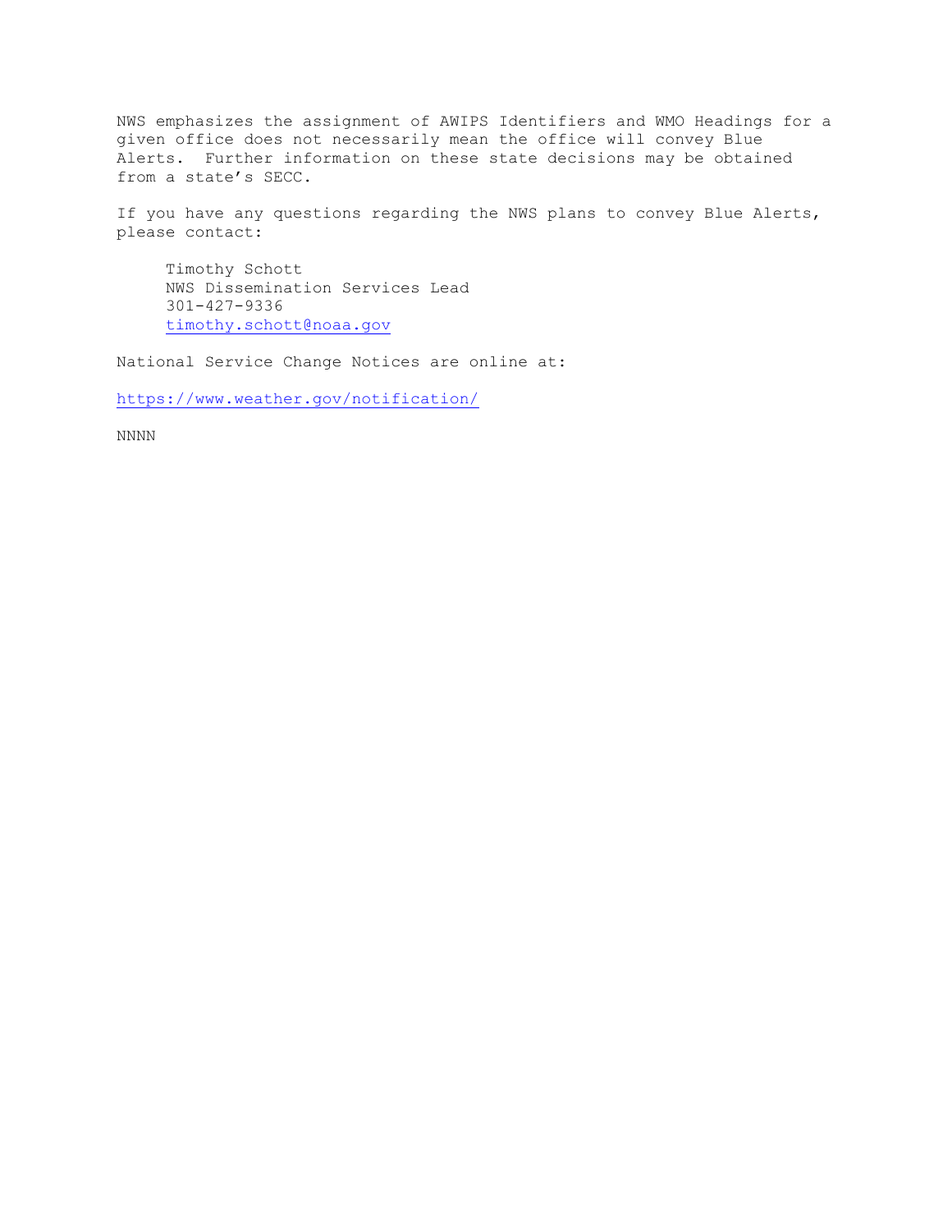NWS emphasizes the assignment of AWIPS Identifiers and WMO Headings for a given office does not necessarily mean the office will convey Blue Alerts. Further information on these state decisions may be obtained from a state's SECC.

If you have any questions regarding the NWS plans to convey Blue Alerts, please contact:

Timothy Schott
NWS Dissemination Services Lead
301-427-9336
timothy.schott@noaa.gov

National Service Change Notices are online at:

https://www.weather.gov/notification/

NNNN